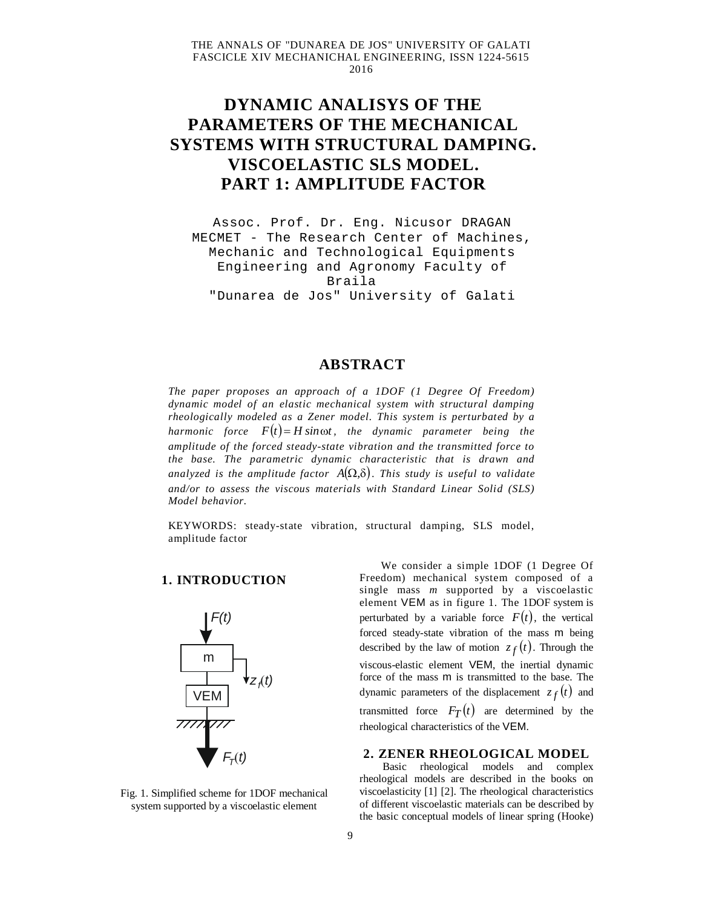# DYNAMIC ANALISYS OF THE PARAMETERS OF THE MECHANICAL SYSTEMS WITH STRUCTURAL DAMPING. VISCOELASTIC SLS MODEL. PART 1: AMPLITUDE FACTOR

Assoc. Prof. Dr. Eng. Nicusor DRAGAN
MECMET - The Research Center of Machines, Mechanic and Technological Equipments
Engineering and Agronomy Faculty of Braila
"Dunarea de Jos" University of Galati

## ABSTRACT

*The paper proposes an approach of a 1DOF (1 Degree Of Freedom) dynamic model of an elastic mechanical system with structural damping rheologically modeled as a Zener model. This system is perturbated by a harmonic force $F(t) = H \sin \omega t$, the dynamic parameter being the amplitude of the forced steady-state vibration and the transmitted force to the base. The parametric dynamic characteristic that is drawn and analyzed is the amplitude factor $A(\Omega, \delta)$. This study is useful to validate and/or to assess the viscous materials with Standard Linear Solid (SLS) Model behavior.*

KEYWORDS: steady-state vibration, structural damping, SLS model, amplitude factor

## 1. INTRODUCTION

Fig. 1. Simplified scheme for 1DOF mechanical system supported by a viscoelastic element

We consider a simple 1DOF (1 Degree Of Freedom) mechanical system composed of a single mass $m$ supported by a viscoelastic element VEM as in figure 1. The 1DOF system is perturbated by a variable force $F(t)$, the vertical forced steady-state vibration of the mass m being described by the law of motion $z_f(t)$. Through the viscous-elastic element VEM, the inertial dynamic force of the mass m is transmitted to the base. The dynamic parameters of the displacement $z_f(t)$ and transmitted force $F_T(t)$ are determined by the rheological characteristics of the VEM.

## 2. ZENER RHEOLOGICAL MODEL

Basic rheological models and complex rheological models are described in the books on viscoelasticity [1] [2]. The rheological characteristics of different viscoelastic materials can be described by the basic conceptual models of linear spring (Hooke)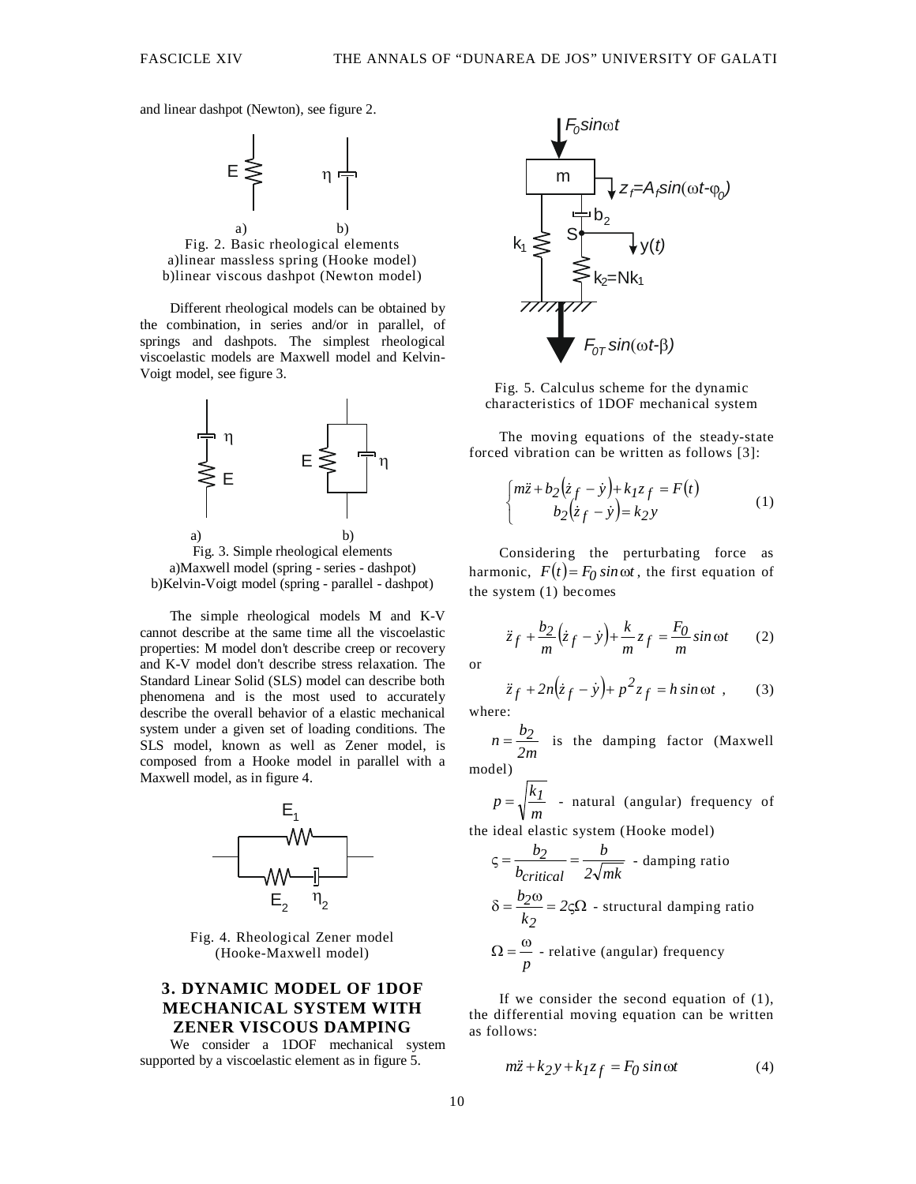and linear dashpot (Newton), see figure 2.

Fig. 2. Basic rheological elements
a)linear massless spring (Hooke model)
b)linear viscous dashpot (Newton model)

Different rheological models can be obtained by the combination, in series and/or in parallel, of springs and dashpots. The simplest rheological viscoelastic models are Maxwell model and Kelvin-Voigt model, see figure 3.

Fig. 3. Simple rheological elements
a)Maxwell model (spring - series - dashpot)
b)Kelvin-Voigt model (spring - parallel - dashpot)

The simple rheological models M and K-V cannot describe at the same time all the viscoelastic properties: M model don't describe creep or recovery and K-V model don't describe stress relaxation. The Standard Linear Solid (SLS) model can describe both phenomena and is the most used to accurately describe the overall behavior of a elastic mechanical system under a given set of loading conditions. The SLS model, known as well as Zener model, is composed from a Hooke model in parallel with a Maxwell model, as in figure 4.

Fig. 4. Rheological Zener model (Hooke-Maxwell model)

## 3. DYNAMIC MODEL OF 1DOF MECHANICAL SYSTEM WITH ZENER VISCOUS DAMPING

We consider a 1DOF mechanical system supported by a viscoelastic element as in figure 5.

Fig. 5. Calculus scheme for the dynamic characteristics of 1DOF mechanical system

The moving equations of the steady-state forced vibration can be written as follows [3]:

$$\begin{cases} m\ddot{z} + b_2\left(\dot{z}_f - \dot{y}\right) + k_1 z_f = F(t) \\ b_2\left(\dot{z}_f - \dot{y}\right) = k_2 y \end{cases} \quad (1)$$

Considering the perturbating force as harmonic, $F(t) = F_0 \sin\omega t$, the first equation of the system (1) becomes

$$\ddot{z}_f + \frac{b_2}{m}\left(\dot{z}_f - \dot{y}\right) + \frac{k}{m} z_f = \frac{F_0}{m}\sin\omega t \quad (2)$$

or

$$\ddot{z}_f + 2n\left(\dot{z}_f - \dot{y}\right) + p^2 z_f = h\sin\omega t\ , \quad (3)$$

where:

$n = \dfrac{b_2}{2m}$ is the damping factor (Maxwell model)

$p = \sqrt{\dfrac{k_1}{m}}$ - natural (angular) frequency of the ideal elastic system (Hooke model)

$\varsigma = \dfrac{b_2}{b_{critical}} = \dfrac{b}{2\sqrt{mk}}$ - damping ratio

$\delta = \dfrac{b_2\omega}{k_2} = 2\varsigma\Omega$ - structural damping ratio

$\Omega = \dfrac{\omega}{p}$ - relative (angular) frequency

If we consider the second equation of (1), the differential moving equation can be written as follows:

$$m\ddot{z} + k_2 y + k_1 z_f = F_0 \sin\omega t \quad (4)$$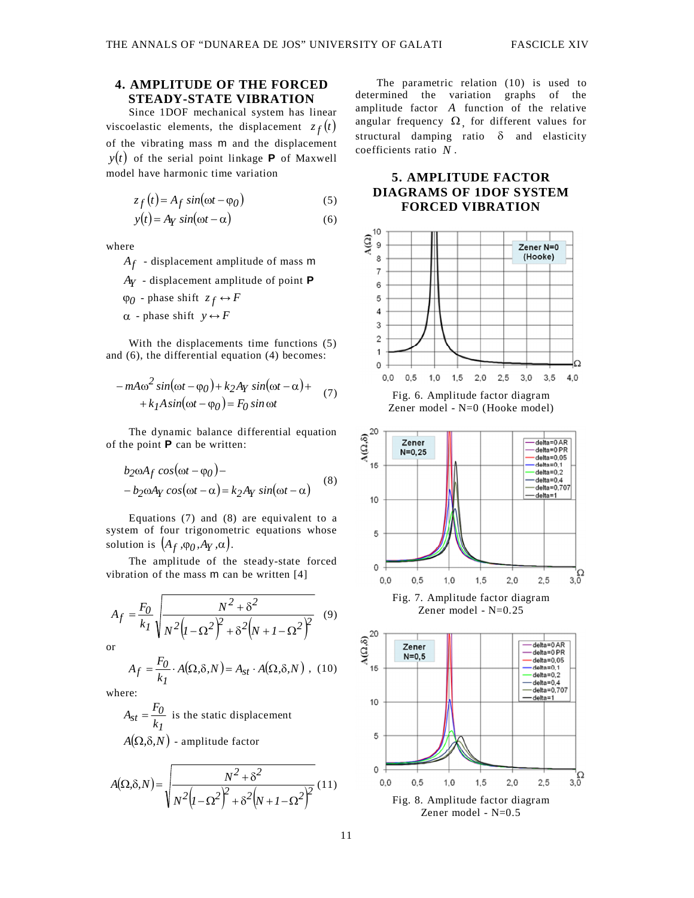## 4. AMPLITUDE OF THE FORCED STEADY-STATE VIBRATION

Since 1DOF mechanical system has linear viscoelastic elements, the displacement $z_f(t)$ of the vibrating mass m and the displacement $y(t)$ of the serial point linkage **P** of Maxwell model have harmonic time variation

$$z_f(t) = A_f \sin(\omega t - \varphi_0) \quad (5)$$

$$y(t) = A_Y \sin(\omega t - \alpha) \quad (6)$$

where

$A_f$ - displacement amplitude of mass m

$A_Y$ - displacement amplitude of point **P**

$\varphi_0$ - phase shift $z_f \leftrightarrow F$

$\alpha$ - phase shift $y \leftrightarrow F$

With the displacements time functions (5) and (6), the differential equation (4) becomes:

$$-mA\omega^2 \sin(\omega t - \varphi_0) + k_2 A_Y \sin(\omega t - \alpha) + \\ + k_1 A \sin(\omega t - \varphi_0) = F_0 \sin \omega t \quad (7)$$

The dynamic balance differential equation of the point **P** can be written:

$$b_2 \omega A_f \cos(\omega t - \varphi_0) - \\ - b_2 \omega A_Y \cos(\omega t - \alpha) = k_2 A_Y \sin(\omega t - \alpha) \quad (8)$$

Equations (7) and (8) are equivalent to a system of four trigonometric equations whose solution is $(A_f, \varphi_0, A_Y, \alpha)$.

The amplitude of the steady-state forced vibration of the mass m can be written [4]

$$A_f = \frac{F_0}{k_1} \sqrt{\frac{N^2 + \delta^2}{N^2(1-\Omega^2)^2 + \delta^2(N+1-\Omega^2)^2}} \quad (9)$$

or

$$A_f = \frac{F_0}{k_1} \cdot A(\Omega, \delta, N) = A_{st} \cdot A(\Omega, \delta, N) \text{ , } \quad (10)$$

where:

$A_{st} = \frac{F_0}{k_1}$ is the static displacement

$A(\Omega, \delta, N)$ - amplitude factor

$$A(\Omega, \delta, N) = \sqrt{\frac{N^2 + \delta^2}{N^2(1-\Omega^2)^2 + \delta^2(N+1-\Omega^2)^2}} \quad (11)$$

The parametric relation (10) is used to determined the variation graphs of the amplitude factor $A$ function of the relative angular frequency $\Omega$, for different values for structural damping ratio $\delta$ and elasticity coefficients ratio $N$.

## 5. AMPLITUDE FACTOR DIAGRAMS OF 1DOF SYSTEM FORCED VIBRATION

Fig. 6. Amplitude factor diagram Zener model - N=0 (Hooke model)

Fig. 7. Amplitude factor diagram Zener model - N=0.25

Fig. 8. Amplitude factor diagram Zener model - N=0.5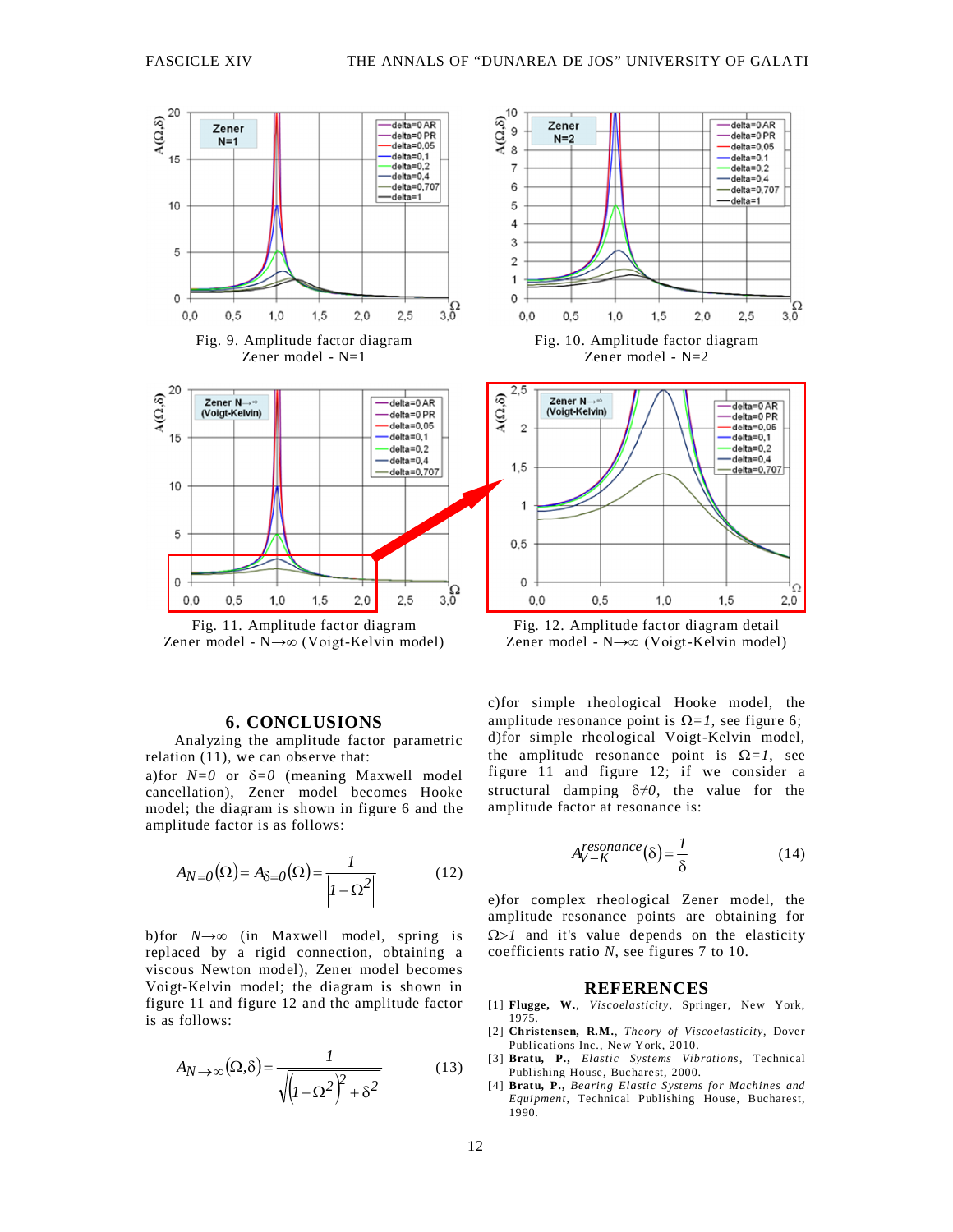Fig. 9. Amplitude factor diagram
Zener model - N=1

Fig. 10. Amplitude factor diagram
Zener model - N=2

Fig. 11. Amplitude factor diagram
Zener model - N→∞ (Voigt-Kelvin model)

Fig. 12. Amplitude factor diagram detail
Zener model - N→∞ (Voigt-Kelvin model)

## 6. CONCLUSIONS

Analyzing the amplitude factor parametric relation (11), we can observe that:

a)for $N=0$ or $\delta=0$ (meaning Maxwell model cancellation), Zener model becomes Hooke model; the diagram is shown in figure 6 and the amplitude factor is as follows:

$$A_{N=0}(\Omega)=A_{\delta=0}(\Omega)=\frac{1}{\left|1-\Omega^2\right|} \qquad (12)$$

b)for $N\to\infty$ (in Maxwell model, spring is replaced by a rigid connection, obtaining a viscous Newton model), Zener model becomes Voigt-Kelvin model; the diagram is shown in figure 11 and figure 12 and the amplitude factor is as follows:

$$A_{N\to\infty}(\Omega,\delta)=\frac{1}{\sqrt{\left(1-\Omega^2\right)^2+\delta^2}} \qquad (13)$$

c)for simple rheological Hooke model, the amplitude resonance point is $\Omega=1$, see figure 6;

d)for simple rheological Voigt-Kelvin model, the amplitude resonance point is $\Omega=1$, see figure 11 and figure 12; if we consider a structural damping $\delta\neq 0$, the value for the amplitude factor at resonance is:

$$A_{V-K}^{resonance}(\delta)=\frac{1}{\delta} \qquad (14)$$

e)for complex rheological Zener model, the amplitude resonance points are obtaining for $\Omega>1$ and it's value depends on the elasticity coefficients ratio $N$, see figures 7 to 10.

## REFERENCES

[1] **Flugge, W.**, *Viscoelasticity*, Springer, New York, 1975.

[2] **Christensen, R.M.**, *Theory of Viscoelasticity*, Dover Publications Inc., New York, 2010.

[3] **Bratu, P.**, *Elastic Systems Vibrations*, Technical Publishing House, Bucharest, 2000.

[4] **Bratu, P.**, *Bearing Elastic Systems for Machines and Equipment*, Technical Publishing House, Bucharest, 1990.